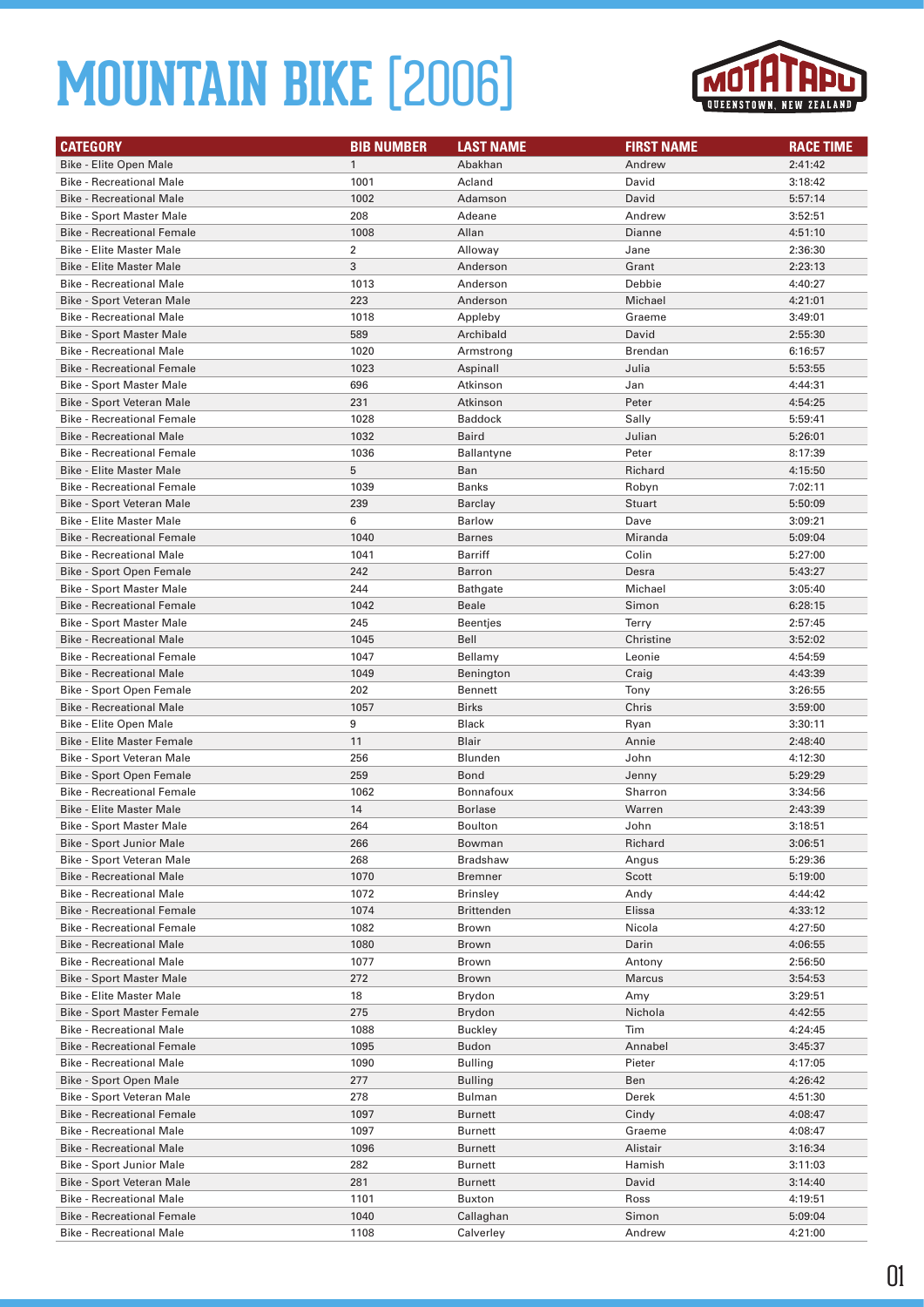# MOUNTAIN BIKE [2006]

| CATEGORY | BIB NUMBER | LAST NAME | FIRST NAME | RACE TIME |
|---|---|---|---|---|
| Bike - Elite Open Male | 1 | Abakhan | Andrew | 2:41:42 |
| Bike - Recreational Male | 1001 | Acland | David | 3:18:42 |
| Bike - Recreational Male | 1002 | Adamson | David | 5:57:14 |
| Bike - Sport Master Male | 208 | Adeane | Andrew | 3:52:51 |
| Bike - Recreational Female | 1008 | Allan | Dianne | 4:51:10 |
| Bike - Elite Master Male | 2 | Alloway | Jane | 2:36:30 |
| Bike - Elite Master Male | 3 | Anderson | Grant | 2:23:13 |
| Bike - Recreational Male | 1013 | Anderson | Debbie | 4:40:27 |
| Bike - Sport Veteran Male | 223 | Anderson | Michael | 4:21:01 |
| Bike - Recreational Male | 1018 | Appleby | Graeme | 3:49:01 |
| Bike - Sport Master Male | 589 | Archibald | David | 2:55:30 |
| Bike - Recreational Male | 1020 | Armstrong | Brendan | 6:16:57 |
| Bike - Recreational Female | 1023 | Aspinall | Julia | 5:53:55 |
| Bike - Sport Master Male | 696 | Atkinson | Jan | 4:44:31 |
| Bike - Sport Veteran Male | 231 | Atkinson | Peter | 4:54:25 |
| Bike - Recreational Female | 1028 | Baddock | Sally | 5:59:41 |
| Bike - Recreational Male | 1032 | Baird | Julian | 5:26:01 |
| Bike - Recreational Female | 1036 | Ballantyne | Peter | 8:17:39 |
| Bike - Elite Master Male | 5 | Ban | Richard | 4:15:50 |
| Bike - Recreational Female | 1039 | Banks | Robyn | 7:02:11 |
| Bike - Sport Veteran Male | 239 | Barclay | Stuart | 5:50:09 |
| Bike - Elite Master Male | 6 | Barlow | Dave | 3:09:21 |
| Bike - Recreational Female | 1040 | Barnes | Miranda | 5:09:04 |
| Bike - Recreational Male | 1041 | Barriff | Colin | 5:27:00 |
| Bike - Sport Open Female | 242 | Barron | Desra | 5:43:27 |
| Bike - Sport Master Male | 244 | Bathgate | Michael | 3:05:40 |
| Bike - Recreational Female | 1042 | Beale | Simon | 6:28:15 |
| Bike - Sport Master Male | 245 | Beentjes | Terry | 2:57:45 |
| Bike - Recreational Male | 1045 | Bell | Christine | 3:52:02 |
| Bike - Recreational Female | 1047 | Bellamy | Leonie | 4:54:59 |
| Bike - Recreational Male | 1049 | Benington | Craig | 4:43:39 |
| Bike - Sport Open Female | 202 | Bennett | Tony | 3:26:55 |
| Bike - Recreational Male | 1057 | Birks | Chris | 3:59:00 |
| Bike - Elite Open Male | 9 | Black | Ryan | 3:30:11 |
| Bike - Elite Master Female | 11 | Blair | Annie | 2:48:40 |
| Bike - Sport Veteran Male | 256 | Blunden | John | 4:12:30 |
| Bike - Sport Open Female | 259 | Bond | Jenny | 5:29:29 |
| Bike - Recreational Female | 1062 | Bonnafoux | Sharron | 3:34:56 |
| Bike - Elite Master Male | 14 | Borlase | Warren | 2:43:39 |
| Bike - Sport Master Male | 264 | Boulton | John | 3:18:51 |
| Bike - Sport Junior Male | 266 | Bowman | Richard | 3:06:51 |
| Bike - Sport Veteran Male | 268 | Bradshaw | Angus | 5:29:36 |
| Bike - Recreational Male | 1070 | Bremner | Scott | 5:19:00 |
| Bike - Recreational Male | 1072 | Brinsley | Andy | 4:44:42 |
| Bike - Recreational Female | 1074 | Brittenden | Elissa | 4:33:12 |
| Bike - Recreational Female | 1082 | Brown | Nicola | 4:27:50 |
| Bike - Recreational Male | 1080 | Brown | Darin | 4:06:55 |
| Bike - Recreational Male | 1077 | Brown | Antony | 2:56:50 |
| Bike - Sport Master Male | 272 | Brown | Marcus | 3:54:53 |
| Bike - Elite Master Male | 18 | Brydon | Amy | 3:29:51 |
| Bike - Sport Master Female | 275 | Brydon | Nichola | 4:42:55 |
| Bike - Recreational Male | 1088 | Buckley | Tim | 4:24:45 |
| Bike - Recreational Female | 1095 | Budon | Annabel | 3:45:37 |
| Bike - Recreational Male | 1090 | Bulling | Pieter | 4:17:05 |
| Bike - Sport Open Male | 277 | Bulling | Ben | 4:26:42 |
| Bike - Sport Veteran Male | 278 | Bulman | Derek | 4:51:30 |
| Bike - Recreational Female | 1097 | Burnett | Cindy | 4:08:47 |
| Bike - Recreational Male | 1097 | Burnett | Graeme | 4:08:47 |
| Bike - Recreational Male | 1096 | Burnett | Alistair | 3:16:34 |
| Bike - Sport Junior Male | 282 | Burnett | Hamish | 3:11:03 |
| Bike - Sport Veteran Male | 281 | Burnett | David | 3:14:40 |
| Bike - Recreational Male | 1101 | Buxton | Ross | 4:19:51 |
| Bike - Recreational Female | 1040 | Callaghan | Simon | 5:09:04 |
| Bike - Recreational Male | 1108 | Calverley | Andrew | 4:21:00 |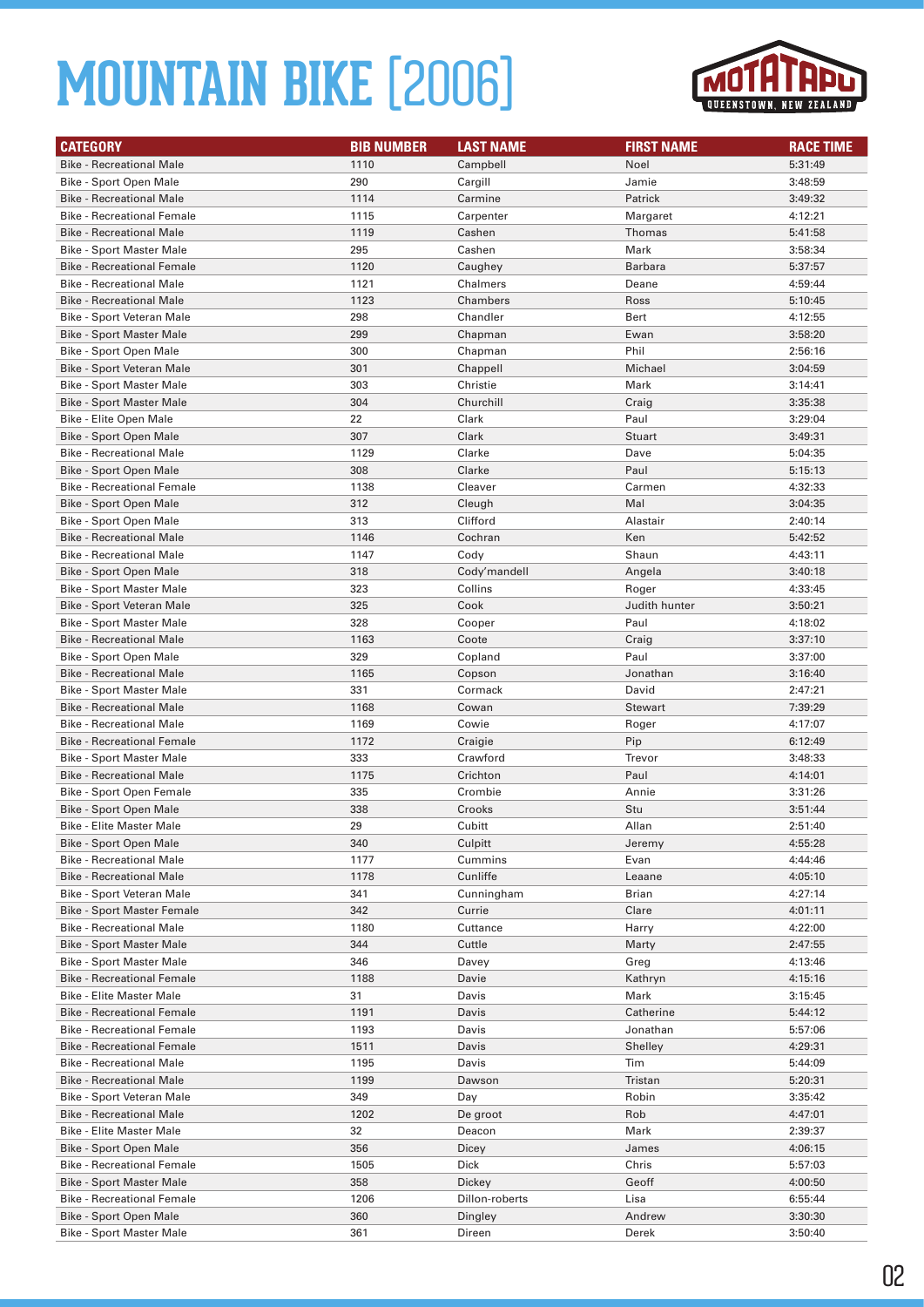# MOUNTAIN BIKE [2006]

| CATEGORY | BIB NUMBER | LAST NAME | FIRST NAME | RACE TIME |
|---|---|---|---|---|
| Bike - Recreational Male | 1110 | Campbell | Noel | 5:31:49 |
| Bike - Sport Open Male | 290 | Cargill | Jamie | 3:48:59 |
| Bike - Recreational Male | 1114 | Carmine | Patrick | 3:49:32 |
| Bike - Recreational Female | 1115 | Carpenter | Margaret | 4:12:21 |
| Bike - Recreational Male | 1119 | Cashen | Thomas | 5:41:58 |
| Bike - Sport Master Male | 295 | Cashen | Mark | 3:58:34 |
| Bike - Recreational Female | 1120 | Caughey | Barbara | 5:37:57 |
| Bike - Recreational Male | 1121 | Chalmers | Deane | 4:59:44 |
| Bike - Recreational Male | 1123 | Chambers | Ross | 5:10:45 |
| Bike - Sport Veteran Male | 298 | Chandler | Bert | 4:12:55 |
| Bike - Sport Master Male | 299 | Chapman | Ewan | 3:58:20 |
| Bike - Sport Open Male | 300 | Chapman | Phil | 2:56:16 |
| Bike - Sport Veteran Male | 301 | Chappell | Michael | 3:04:59 |
| Bike - Sport Master Male | 303 | Christie | Mark | 3:14:41 |
| Bike - Sport Master Male | 304 | Churchill | Craig | 3:35:38 |
| Bike - Elite Open Male | 22 | Clark | Paul | 3:29:04 |
| Bike - Sport Open Male | 307 | Clark | Stuart | 3:49:31 |
| Bike - Recreational Male | 1129 | Clarke | Dave | 5:04:35 |
| Bike - Sport Open Male | 308 | Clarke | Paul | 5:15:13 |
| Bike - Recreational Female | 1138 | Cleaver | Carmen | 4:32:33 |
| Bike - Sport Open Male | 312 | Cleugh | Mal | 3:04:35 |
| Bike - Sport Open Male | 313 | Clifford | Alastair | 2:40:14 |
| Bike - Recreational Male | 1146 | Cochran | Ken | 5:42:52 |
| Bike - Recreational Male | 1147 | Cody | Shaun | 4:43:11 |
| Bike - Sport Open Male | 318 | Cody'mandell | Angela | 3:40:18 |
| Bike - Sport Master Male | 323 | Collins | Roger | 4:33:45 |
| Bike - Sport Veteran Male | 325 | Cook | Judith hunter | 3:50:21 |
| Bike - Sport Master Male | 328 | Cooper | Paul | 4:18:02 |
| Bike - Recreational Male | 1163 | Coote | Craig | 3:37:10 |
| Bike - Sport Open Male | 329 | Copland | Paul | 3:37:00 |
| Bike - Recreational Male | 1165 | Copson | Jonathan | 3:16:40 |
| Bike - Sport Master Male | 331 | Cormack | David | 2:47:21 |
| Bike - Recreational Male | 1168 | Cowan | Stewart | 7:39:29 |
| Bike - Recreational Male | 1169 | Cowie | Roger | 4:17:07 |
| Bike - Recreational Female | 1172 | Craigie | Pip | 6:12:49 |
| Bike - Sport Master Male | 333 | Crawford | Trevor | 3:48:33 |
| Bike - Recreational Male | 1175 | Crichton | Paul | 4:14:01 |
| Bike - Sport Open Female | 335 | Crombie | Annie | 3:31:26 |
| Bike - Sport Open Male | 338 | Crooks | Stu | 3:51:44 |
| Bike - Elite Master Male | 29 | Cubitt | Allan | 2:51:40 |
| Bike - Sport Open Male | 340 | Culpitt | Jeremy | 4:55:28 |
| Bike - Recreational Male | 1177 | Cummins | Evan | 4:44:46 |
| Bike - Recreational Male | 1178 | Cunliffe | Leaane | 4:05:10 |
| Bike - Sport Veteran Male | 341 | Cunningham | Brian | 4:27:14 |
| Bike - Sport Master Female | 342 | Currie | Clare | 4:01:11 |
| Bike - Recreational Male | 1180 | Cuttance | Harry | 4:22:00 |
| Bike - Sport Master Male | 344 | Cuttle | Marty | 2:47:55 |
| Bike - Sport Master Male | 346 | Davey | Greg | 4:13:46 |
| Bike - Recreational Female | 1188 | Davie | Kathryn | 4:15:16 |
| Bike - Elite Master Male | 31 | Davis | Mark | 3:15:45 |
| Bike - Recreational Female | 1191 | Davis | Catherine | 5:44:12 |
| Bike - Recreational Female | 1193 | Davis | Jonathan | 5:57:06 |
| Bike - Recreational Female | 1511 | Davis | Shelley | 4:29:31 |
| Bike - Recreational Male | 1195 | Davis | Tim | 5:44:09 |
| Bike - Recreational Male | 1199 | Dawson | Tristan | 5:20:31 |
| Bike - Sport Veteran Male | 349 | Day | Robin | 3:35:42 |
| Bike - Recreational Male | 1202 | De groot | Rob | 4:47:01 |
| Bike - Elite Master Male | 32 | Deacon | Mark | 2:39:37 |
| Bike - Sport Open Male | 356 | Dicey | James | 4:06:15 |
| Bike - Recreational Female | 1505 | Dick | Chris | 5:57:03 |
| Bike - Sport Master Male | 358 | Dickey | Geoff | 4:00:50 |
| Bike - Recreational Female | 1206 | Dillon-roberts | Lisa | 6:55:44 |
| Bike - Sport Open Male | 360 | Dingley | Andrew | 3:30:30 |
| Bike - Sport Master Male | 361 | Direen | Derek | 3:50:40 |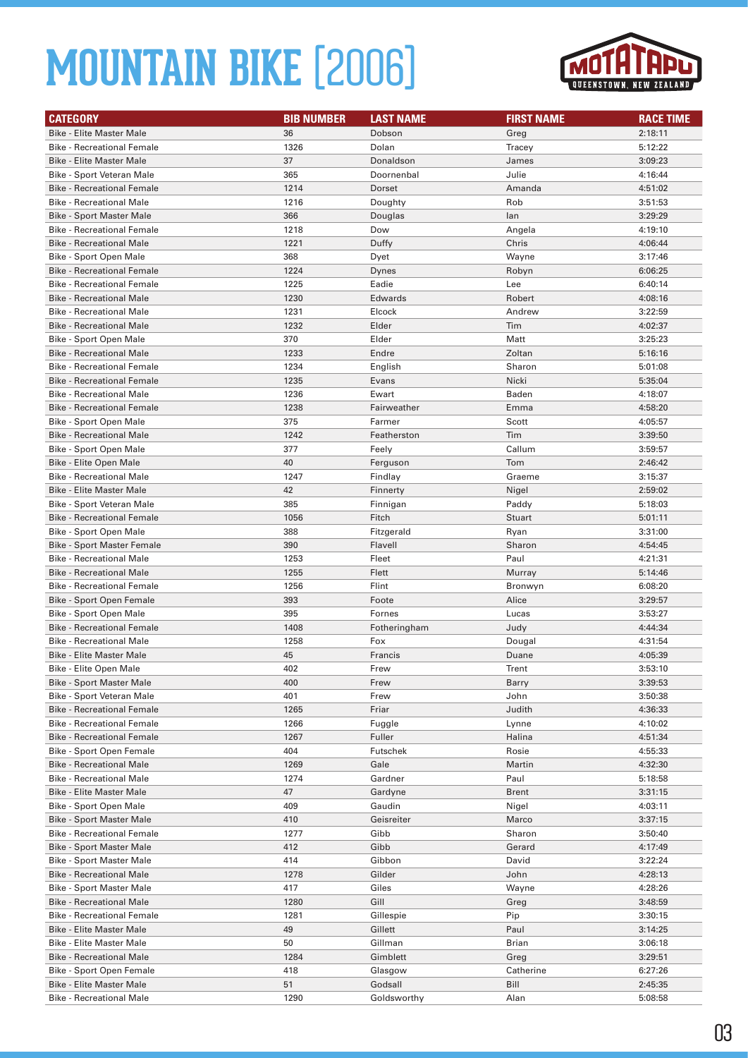# MOUNTAIN BIKE [2006]

| CATEGORY | BIB NUMBER | LAST NAME | FIRST NAME | RACE TIME |
|---|---|---|---|---|
| Bike - Elite Master Male | 36 | Dobson | Greg | 2:18:11 |
| Bike - Recreational Female | 1326 | Dolan | Tracey | 5:12:22 |
| Bike - Elite Master Male | 37 | Donaldson | James | 3:09:23 |
| Bike - Sport Veteran Male | 365 | Doornenbal | Julie | 4:16:44 |
| Bike - Recreational Female | 1214 | Dorset | Amanda | 4:51:02 |
| Bike - Recreational Male | 1216 | Doughty | Rob | 3:51:53 |
| Bike - Sport Master Male | 366 | Douglas | Ian | 3:29:29 |
| Bike - Recreational Female | 1218 | Dow | Angela | 4:19:10 |
| Bike - Recreational Male | 1221 | Duffy | Chris | 4:06:44 |
| Bike - Sport Open Male | 368 | Dyet | Wayne | 3:17:46 |
| Bike - Recreational Female | 1224 | Dynes | Robyn | 6:06:25 |
| Bike - Recreational Female | 1225 | Eadie | Lee | 6:40:14 |
| Bike - Recreational Male | 1230 | Edwards | Robert | 4:08:16 |
| Bike - Recreational Male | 1231 | Elcock | Andrew | 3:22:59 |
| Bike - Recreational Male | 1232 | Elder | Tim | 4:02:37 |
| Bike - Sport Open Male | 370 | Elder | Matt | 3:25:23 |
| Bike - Recreational Male | 1233 | Endre | Zoltan | 5:16:16 |
| Bike - Recreational Female | 1234 | English | Sharon | 5:01:08 |
| Bike - Recreational Female | 1235 | Evans | Nicki | 5:35:04 |
| Bike - Recreational Male | 1236 | Ewart | Baden | 4:18:07 |
| Bike - Recreational Female | 1238 | Fairweather | Emma | 4:58:20 |
| Bike - Sport Open Male | 375 | Farmer | Scott | 4:05:57 |
| Bike - Recreational Male | 1242 | Featherston | Tim | 3:39:50 |
| Bike - Sport Open Male | 377 | Feely | Callum | 3:59:57 |
| Bike - Elite Open Male | 40 | Ferguson | Tom | 2:46:42 |
| Bike - Recreational Male | 1247 | Findlay | Graeme | 3:15:37 |
| Bike - Elite Master Male | 42 | Finnerty | Nigel | 2:59:02 |
| Bike - Sport Veteran Male | 385 | Finnigan | Paddy | 5:18:03 |
| Bike - Recreational Female | 1056 | Fitch | Stuart | 5:01:11 |
| Bike - Sport Open Male | 388 | Fitzgerald | Ryan | 3:31:00 |
| Bike - Sport Master Female | 390 | Flavell | Sharon | 4:54:45 |
| Bike - Recreational Male | 1253 | Fleet | Paul | 4:21:31 |
| Bike - Recreational Male | 1255 | Flett | Murray | 5:14:46 |
| Bike - Recreational Female | 1256 | Flint | Bronwyn | 6:08:20 |
| Bike - Sport Open Female | 393 | Foote | Alice | 3:29:57 |
| Bike - Sport Open Male | 395 | Fornes | Lucas | 3:53:27 |
| Bike - Recreational Female | 1408 | Fotheringham | Judy | 4:44:34 |
| Bike - Recreational Male | 1258 | Fox | Dougal | 4:31:54 |
| Bike - Elite Master Male | 45 | Francis | Duane | 4:05:39 |
| Bike - Elite Open Male | 402 | Frew | Trent | 3:53:10 |
| Bike - Sport Master Male | 400 | Frew | Barry | 3:39:53 |
| Bike - Sport Veteran Male | 401 | Frew | John | 3:50:38 |
| Bike - Recreational Female | 1265 | Friar | Judith | 4:36:33 |
| Bike - Recreational Female | 1266 | Fuggle | Lynne | 4:10:02 |
| Bike - Recreational Female | 1267 | Fuller | Halina | 4:51:34 |
| Bike - Sport Open Female | 404 | Futschek | Rosie | 4:55:33 |
| Bike - Recreational Male | 1269 | Gale | Martin | 4:32:30 |
| Bike - Recreational Male | 1274 | Gardner | Paul | 5:18:58 |
| Bike - Elite Master Male | 47 | Gardyne | Brent | 3:31:15 |
| Bike - Sport Open Male | 409 | Gaudin | Nigel | 4:03:11 |
| Bike - Sport Master Male | 410 | Geisreiter | Marco | 3:37:15 |
| Bike - Recreational Female | 1277 | Gibb | Sharon | 3:50:40 |
| Bike - Sport Master Male | 412 | Gibb | Gerard | 4:17:49 |
| Bike - Sport Master Male | 414 | Gibbon | David | 3:22:24 |
| Bike - Recreational Male | 1278 | Gilder | John | 4:28:13 |
| Bike - Sport Master Male | 417 | Giles | Wayne | 4:28:26 |
| Bike - Recreational Male | 1280 | Gill | Greg | 3:48:59 |
| Bike - Recreational Female | 1281 | Gillespie | Pip | 3:30:15 |
| Bike - Elite Master Male | 49 | Gillett | Paul | 3:14:25 |
| Bike - Elite Master Male | 50 | Gillman | Brian | 3:06:18 |
| Bike - Recreational Male | 1284 | Gimblett | Greg | 3:29:51 |
| Bike - Sport Open Female | 418 | Glasgow | Catherine | 6:27:26 |
| Bike - Elite Master Male | 51 | Godsall | Bill | 2:45:35 |
| Bike - Recreational Male | 1290 | Goldsworthy | Alan | 5:08:58 |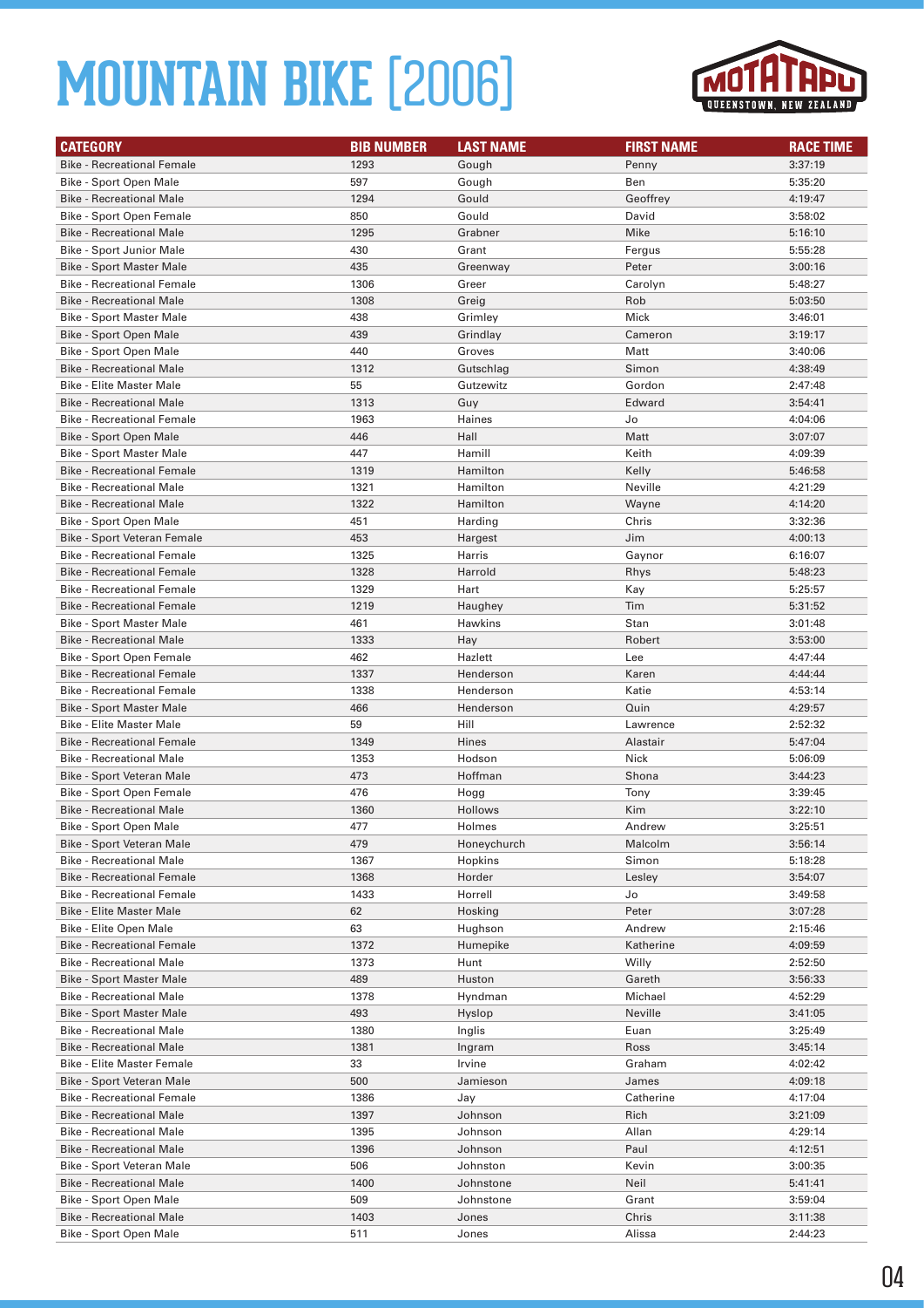# MOUNTAIN BIKE [2006]

| CATEGORY | BIB NUMBER | LAST NAME | FIRST NAME | RACE TIME |
|---|---|---|---|---|
| Bike - Recreational Female | 1293 | Gough | Penny | 3:37:19 |
| Bike - Sport Open Male | 597 | Gough | Ben | 5:35:20 |
| Bike - Recreational Male | 1294 | Gould | Geoffrey | 4:19:47 |
| Bike - Sport Open Female | 850 | Gould | David | 3:58:02 |
| Bike - Recreational Male | 1295 | Grabner | Mike | 5:16:10 |
| Bike - Sport Junior Male | 430 | Grant | Fergus | 5:55:28 |
| Bike - Sport Master Male | 435 | Greenway | Peter | 3:00:16 |
| Bike - Recreational Female | 1306 | Greer | Carolyn | 5:48:27 |
| Bike - Recreational Male | 1308 | Greig | Rob | 5:03:50 |
| Bike - Sport Master Male | 438 | Grimley | Mick | 3:46:01 |
| Bike - Sport Open Male | 439 | Grindlay | Cameron | 3:19:17 |
| Bike - Sport Open Male | 440 | Groves | Matt | 3:40:06 |
| Bike - Recreational Male | 1312 | Gutschlag | Simon | 4:38:49 |
| Bike - Elite Master Male | 55 | Gutzewitz | Gordon | 2:47:48 |
| Bike - Recreational Male | 1313 | Guy | Edward | 3:54:41 |
| Bike - Recreational Female | 1963 | Haines | Jo | 4:04:06 |
| Bike - Sport Open Male | 446 | Hall | Matt | 3:07:07 |
| Bike - Sport Master Male | 447 | Hamill | Keith | 4:09:39 |
| Bike - Recreational Female | 1319 | Hamilton | Kelly | 5:46:58 |
| Bike - Recreational Male | 1321 | Hamilton | Neville | 4:21:29 |
| Bike - Recreational Male | 1322 | Hamilton | Wayne | 4:14:20 |
| Bike - Sport Open Male | 451 | Harding | Chris | 3:32:36 |
| Bike - Sport Veteran Female | 453 | Hargest | Jim | 4:00:13 |
| Bike - Recreational Female | 1325 | Harris | Gaynor | 6:16:07 |
| Bike - Recreational Female | 1328 | Harrold | Rhys | 5:48:23 |
| Bike - Recreational Female | 1329 | Hart | Kay | 5:25:57 |
| Bike - Recreational Female | 1219 | Haughey | Tim | 5:31:52 |
| Bike - Sport Master Male | 461 | Hawkins | Stan | 3:01:48 |
| Bike - Recreational Male | 1333 | Hay | Robert | 3:53:00 |
| Bike - Sport Open Female | 462 | Hazlett | Lee | 4:47:44 |
| Bike - Recreational Female | 1337 | Henderson | Karen | 4:44:44 |
| Bike - Recreational Female | 1338 | Henderson | Katie | 4:53:14 |
| Bike - Sport Master Male | 466 | Henderson | Quin | 4:29:57 |
| Bike - Elite Master Male | 59 | Hill | Lawrence | 2:52:32 |
| Bike - Recreational Female | 1349 | Hines | Alastair | 5:47:04 |
| Bike - Recreational Male | 1353 | Hodson | Nick | 5:06:09 |
| Bike - Sport Veteran Male | 473 | Hoffman | Shona | 3:44:23 |
| Bike - Sport Open Female | 476 | Hogg | Tony | 3:39:45 |
| Bike - Recreational Male | 1360 | Hollows | Kim | 3:22:10 |
| Bike - Sport Open Male | 477 | Holmes | Andrew | 3:25:51 |
| Bike - Sport Veteran Male | 479 | Honeychurch | Malcolm | 3:56:14 |
| Bike - Recreational Male | 1367 | Hopkins | Simon | 5:18:28 |
| Bike - Recreational Female | 1368 | Horder | Lesley | 3:54:07 |
| Bike - Recreational Female | 1433 | Horrell | Jo | 3:49:58 |
| Bike - Elite Master Male | 62 | Hosking | Peter | 3:07:28 |
| Bike - Elite Open Male | 63 | Hughson | Andrew | 2:15:46 |
| Bike - Recreational Female | 1372 | Humepike | Katherine | 4:09:59 |
| Bike - Recreational Male | 1373 | Hunt | Willy | 2:52:50 |
| Bike - Sport Master Male | 489 | Huston | Gareth | 3:56:33 |
| Bike - Recreational Male | 1378 | Hyndman | Michael | 4:52:29 |
| Bike - Sport Master Male | 493 | Hyslop | Neville | 3:41:05 |
| Bike - Recreational Male | 1380 | Inglis | Euan | 3:25:49 |
| Bike - Recreational Male | 1381 | Ingram | Ross | 3:45:14 |
| Bike - Elite Master Female | 33 | Irvine | Graham | 4:02:42 |
| Bike - Sport Veteran Male | 500 | Jamieson | James | 4:09:18 |
| Bike - Recreational Female | 1386 | Jay | Catherine | 4:17:04 |
| Bike - Recreational Male | 1397 | Johnson | Rich | 3:21:09 |
| Bike - Recreational Male | 1395 | Johnson | Allan | 4:29:14 |
| Bike - Recreational Male | 1396 | Johnson | Paul | 4:12:51 |
| Bike - Sport Veteran Male | 506 | Johnston | Kevin | 3:00:35 |
| Bike - Recreational Male | 1400 | Johnstone | Neil | 5:41:41 |
| Bike - Sport Open Male | 509 | Johnstone | Grant | 3:59:04 |
| Bike - Recreational Male | 1403 | Jones | Chris | 3:11:38 |
| Bike - Sport Open Male | 511 | Jones | Alissa | 2:44:23 |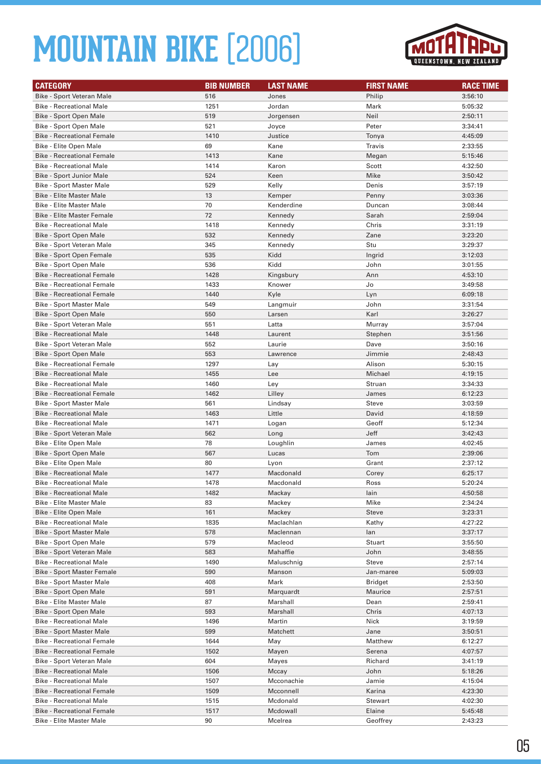# MOUNTAIN BIKE [2006]

| CATEGORY | BIB NUMBER | LAST NAME | FIRST NAME | RACE TIME |
|---|---|---|---|---|
| Bike - Sport Veteran Male | 516 | Jones | Philip | 3:56:10 |
| Bike - Recreational Male | 1251 | Jordan | Mark | 5:05:32 |
| Bike - Sport Open Male | 519 | Jorgensen | Neil | 2:50:11 |
| Bike - Sport Open Male | 521 | Joyce | Peter | 3:34:41 |
| Bike - Recreational Female | 1410 | Justice | Tonya | 4:45:09 |
| Bike - Elite Open Male | 69 | Kane | Travis | 2:33:55 |
| Bike - Recreational Female | 1413 | Kane | Megan | 5:15:46 |
| Bike - Recreational Male | 1414 | Karon | Scott | 4:32:50 |
| Bike - Sport Junior Male | 524 | Keen | Mike | 3:50:42 |
| Bike - Sport Master Male | 529 | Kelly | Denis | 3:57:19 |
| Bike - Elite Master Male | 13 | Kemper | Penny | 3:03:36 |
| Bike - Elite Master Male | 70 | Kenderdine | Duncan | 3:08:44 |
| Bike - Elite Master Female | 72 | Kennedy | Sarah | 2:59:04 |
| Bike - Recreational Male | 1418 | Kennedy | Chris | 3:31:19 |
| Bike - Sport Open Male | 532 | Kennedy | Zane | 3:23:20 |
| Bike - Sport Veteran Male | 345 | Kennedy | Stu | 3:29:37 |
| Bike - Sport Open Female | 535 | Kidd | Ingrid | 3:12:03 |
| Bike - Sport Open Male | 536 | Kidd | John | 3:01:55 |
| Bike - Recreational Female | 1428 | Kingsbury | Ann | 4:53:10 |
| Bike - Recreational Female | 1433 | Knower | Jo | 3:49:58 |
| Bike - Recreational Female | 1440 | Kyle | Lyn | 6:09:18 |
| Bike - Sport Master Male | 549 | Langmuir | John | 3:31:54 |
| Bike - Sport Open Male | 550 | Larsen | Karl | 3:26:27 |
| Bike - Sport Veteran Male | 551 | Latta | Murray | 3:57:04 |
| Bike - Recreational Male | 1448 | Laurent | Stephen | 3:51:56 |
| Bike - Sport Veteran Male | 552 | Laurie | Dave | 3:50:16 |
| Bike - Sport Open Male | 553 | Lawrence | Jimmie | 2:48:43 |
| Bike - Recreational Female | 1297 | Lay | Alison | 5:30:15 |
| Bike - Recreational Male | 1455 | Lee | Michael | 4:19:15 |
| Bike - Recreational Male | 1460 | Ley | Struan | 3:34:33 |
| Bike - Recreational Female | 1462 | Lilley | James | 6:12:23 |
| Bike - Sport Master Male | 561 | Lindsay | Steve | 3:03:59 |
| Bike - Recreational Male | 1463 | Little | David | 4:18:59 |
| Bike - Recreational Male | 1471 | Logan | Geoff | 5:12:34 |
| Bike - Sport Veteran Male | 562 | Long | Jeff | 3:42:43 |
| Bike - Elite Open Male | 78 | Loughlin | James | 4:02:45 |
| Bike - Sport Open Male | 567 | Lucas | Tom | 2:39:06 |
| Bike - Elite Open Male | 80 | Lyon | Grant | 2:37:12 |
| Bike - Recreational Male | 1477 | Macdonald | Corey | 6:25:17 |
| Bike - Recreational Male | 1478 | Macdonald | Ross | 5:20:24 |
| Bike - Recreational Male | 1482 | Mackay | Iain | 4:50:58 |
| Bike - Elite Master Male | 83 | Mackey | Mike | 2:34:24 |
| Bike - Elite Open Male | 161 | Mackey | Steve | 3:23:31 |
| Bike - Recreational Male | 1835 | Maclachlan | Kathy | 4:27:22 |
| Bike - Sport Master Male | 578 | Maclennan | Ian | 3:37:17 |
| Bike - Sport Open Male | 579 | Macleod | Stuart | 3:55:50 |
| Bike - Sport Veteran Male | 583 | Mahaffie | John | 3:48:55 |
| Bike - Recreational Male | 1490 | Maluschnig | Steve | 2:57:14 |
| Bike - Sport Master Female | 590 | Manson | Jan-maree | 5:09:03 |
| Bike - Sport Master Male | 408 | Mark | Bridget | 2:53:50 |
| Bike - Sport Open Male | 591 | Marquardt | Maurice | 2:57:51 |
| Bike - Elite Master Male | 87 | Marshall | Dean | 2:59:41 |
| Bike - Sport Open Male | 593 | Marshall | Chris | 4:07:13 |
| Bike - Recreational Male | 1496 | Martin | Nick | 3:19:59 |
| Bike - Sport Master Male | 599 | Matchett | Jane | 3:50:51 |
| Bike - Recreational Female | 1644 | May | Matthew | 6:12:27 |
| Bike - Recreational Female | 1502 | Mayen | Serena | 4:07:57 |
| Bike - Sport Veteran Male | 604 | Mayes | Richard | 3:41:19 |
| Bike - Recreational Male | 1506 | Mccay | John | 5:18:26 |
| Bike - Recreational Male | 1507 | Mcconachie | Jamie | 4:15:04 |
| Bike - Recreational Female | 1509 | Mcconnell | Karina | 4:23:30 |
| Bike - Recreational Male | 1515 | Mcdonald | Stewart | 4:02:30 |
| Bike - Recreational Female | 1517 | Mcdowall | Elaine | 5:45:48 |
| Bike - Elite Master Male | 90 | Mcelrea | Geoffrey | 2:43:23 |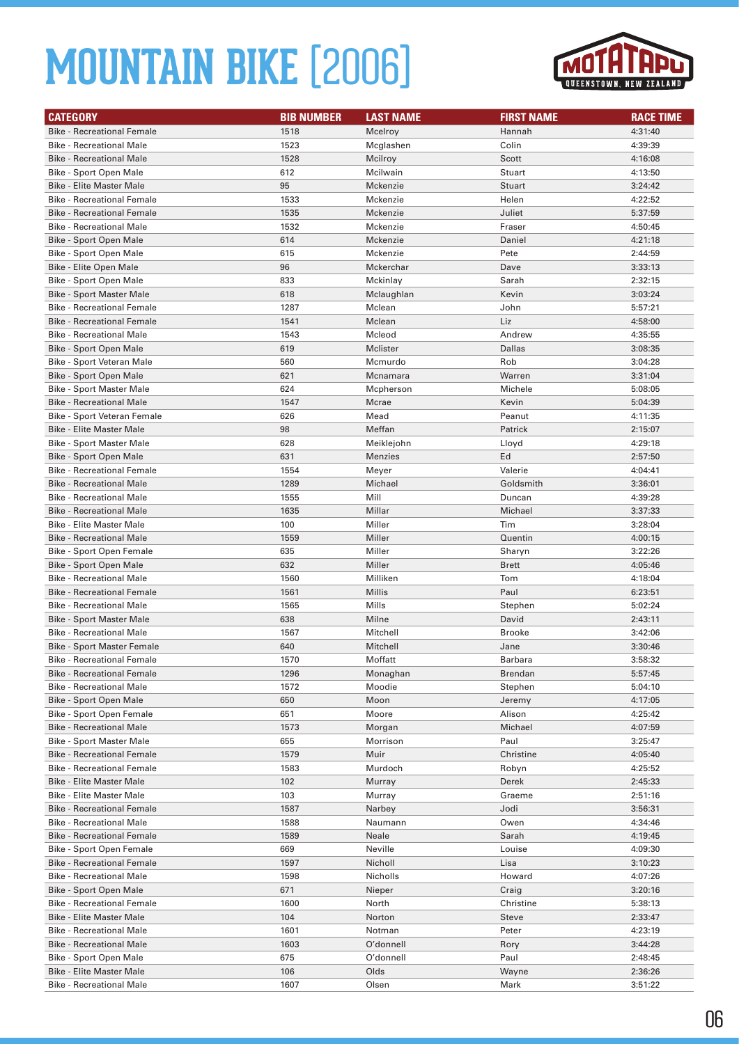# MOUNTAIN BIKE [2006]

| CATEGORY | BIB NUMBER | LAST NAME | FIRST NAME | RACE TIME |
|---|---|---|---|---|
| Bike - Recreational Female | 1518 | Mcelroy | Hannah | 4:31:40 |
| Bike - Recreational Male | 1523 | Mcglashen | Colin | 4:39:39 |
| Bike - Recreational Male | 1528 | Mcilroy | Scott | 4:16:08 |
| Bike - Sport Open Male | 612 | Mcilwain | Stuart | 4:13:50 |
| Bike - Elite Master Male | 95 | Mckenzie | Stuart | 3:24:42 |
| Bike - Recreational Female | 1533 | Mckenzie | Helen | 4:22:52 |
| Bike - Recreational Female | 1535 | Mckenzie | Juliet | 5:37:59 |
| Bike - Recreational Male | 1532 | Mckenzie | Fraser | 4:50:45 |
| Bike - Sport Open Male | 614 | Mckenzie | Daniel | 4:21:18 |
| Bike - Sport Open Male | 615 | Mckenzie | Pete | 2:44:59 |
| Bike - Elite Open Male | 96 | Mckerchar | Dave | 3:33:13 |
| Bike - Sport Open Male | 833 | Mckinlay | Sarah | 2:32:15 |
| Bike - Sport Master Male | 618 | Mclaughlan | Kevin | 3:03:24 |
| Bike - Recreational Female | 1287 | Mclean | John | 5:57:21 |
| Bike - Recreational Female | 1541 | Mclean | Liz | 4:58:00 |
| Bike - Recreational Male | 1543 | Mcleod | Andrew | 4:35:55 |
| Bike - Sport Open Male | 619 | Mclister | Dallas | 3:08:35 |
| Bike - Sport Veteran Male | 560 | Mcmurdo | Rob | 3:04:28 |
| Bike - Sport Open Male | 621 | Mcnamara | Warren | 3:31:04 |
| Bike - Sport Master Male | 624 | Mcpherson | Michele | 5:08:05 |
| Bike - Recreational Male | 1547 | Mcrae | Kevin | 5:04:39 |
| Bike - Sport Veteran Female | 626 | Mead | Peanut | 4:11:35 |
| Bike - Elite Master Male | 98 | Meffan | Patrick | 2:15:07 |
| Bike - Sport Master Male | 628 | Meiklejohn | Lloyd | 4:29:18 |
| Bike - Sport Open Male | 631 | Menzies | Ed | 2:57:50 |
| Bike - Recreational Female | 1554 | Meyer | Valerie | 4:04:41 |
| Bike - Recreational Male | 1289 | Michael | Goldsmith | 3:36:01 |
| Bike - Recreational Male | 1555 | Mill | Duncan | 4:39:28 |
| Bike - Recreational Male | 1635 | Millar | Michael | 3:37:33 |
| Bike - Elite Master Male | 100 | Miller | Tim | 3:28:04 |
| Bike - Recreational Male | 1559 | Miller | Quentin | 4:00:15 |
| Bike - Sport Open Female | 635 | Miller | Sharyn | 3:22:26 |
| Bike - Sport Open Male | 632 | Miller | Brett | 4:05:46 |
| Bike - Recreational Male | 1560 | Milliken | Tom | 4:18:04 |
| Bike - Recreational Female | 1561 | Millis | Paul | 6:23:51 |
| Bike - Recreational Male | 1565 | Mills | Stephen | 5:02:24 |
| Bike - Sport Master Male | 638 | Milne | David | 2:43:11 |
| Bike - Recreational Male | 1567 | Mitchell | Brooke | 3:42:06 |
| Bike - Sport Master Female | 640 | Mitchell | Jane | 3:30:46 |
| Bike - Recreational Female | 1570 | Moffatt | Barbara | 3:58:32 |
| Bike - Recreational Female | 1296 | Monaghan | Brendan | 5:57:45 |
| Bike - Recreational Male | 1572 | Moodie | Stephen | 5:04:10 |
| Bike - Sport Open Male | 650 | Moon | Jeremy | 4:17:05 |
| Bike - Sport Open Female | 651 | Moore | Alison | 4:25:42 |
| Bike - Recreational Male | 1573 | Morgan | Michael | 4:07:59 |
| Bike - Sport Master Male | 655 | Morrison | Paul | 3:25:47 |
| Bike - Recreational Female | 1579 | Muir | Christine | 4:05:40 |
| Bike - Recreational Female | 1583 | Murdoch | Robyn | 4:25:52 |
| Bike - Elite Master Male | 102 | Murray | Derek | 2:45:33 |
| Bike - Elite Master Male | 103 | Murray | Graeme | 2:51:16 |
| Bike - Recreational Female | 1587 | Narbey | Jodi | 3:56:31 |
| Bike - Recreational Male | 1588 | Naumann | Owen | 4:34:46 |
| Bike - Recreational Female | 1589 | Neale | Sarah | 4:19:45 |
| Bike - Sport Open Female | 669 | Neville | Louise | 4:09:30 |
| Bike - Recreational Female | 1597 | Nicholl | Lisa | 3:10:23 |
| Bike - Recreational Male | 1598 | Nicholls | Howard | 4:07:26 |
| Bike - Sport Open Male | 671 | Nieper | Craig | 3:20:16 |
| Bike - Recreational Female | 1600 | North | Christine | 5:38:13 |
| Bike - Elite Master Male | 104 | Norton | Steve | 2:33:47 |
| Bike - Recreational Male | 1601 | Notman | Peter | 4:23:19 |
| Bike - Recreational Male | 1603 | O'donnell | Rory | 3:44:28 |
| Bike - Sport Open Male | 675 | O'donnell | Paul | 2:48:45 |
| Bike - Elite Master Male | 106 | Olds | Wayne | 2:36:26 |
| Bike - Recreational Male | 1607 | Olsen | Mark | 3:51:22 |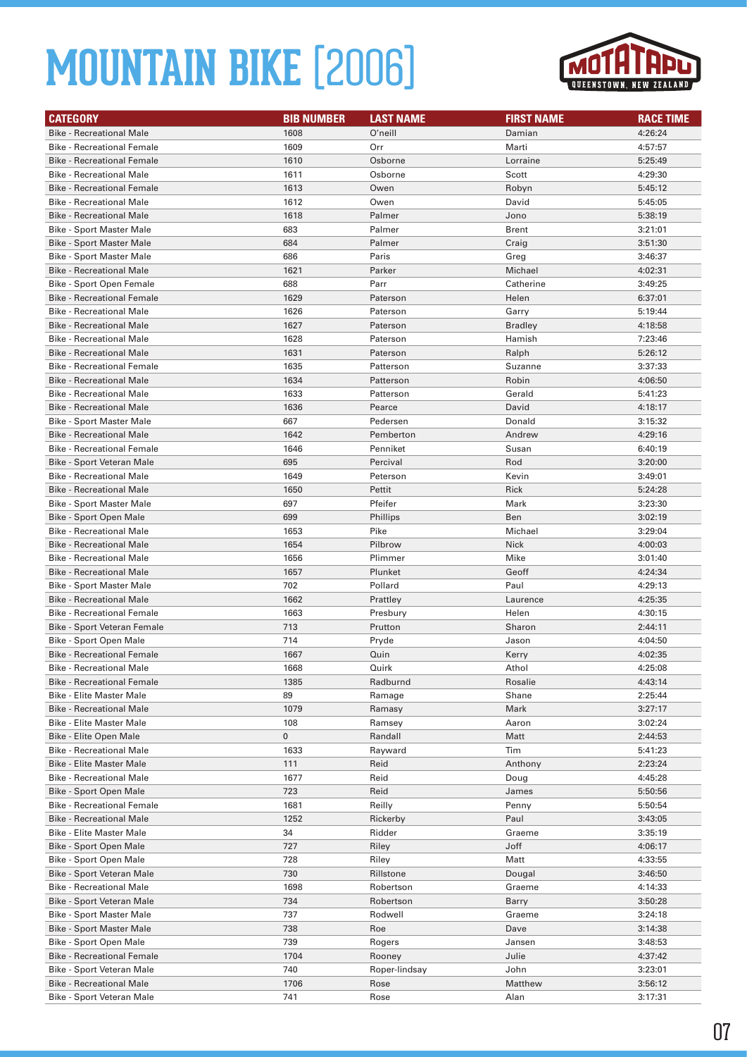# MOUNTAIN BIKE [2006]

| CATEGORY | BIB NUMBER | LAST NAME | FIRST NAME | RACE TIME |
|---|---|---|---|---|
| Bike - Recreational Male | 1608 | O'neill | Damian | 4:26:24 |
| Bike - Recreational Female | 1609 | Orr | Marti | 4:57:57 |
| Bike - Recreational Female | 1610 | Osborne | Lorraine | 5:25:49 |
| Bike - Recreational Male | 1611 | Osborne | Scott | 4:29:30 |
| Bike - Recreational Female | 1613 | Owen | Robyn | 5:45:12 |
| Bike - Recreational Male | 1612 | Owen | David | 5:45:05 |
| Bike - Recreational Male | 1618 | Palmer | Jono | 5:38:19 |
| Bike - Sport Master Male | 683 | Palmer | Brent | 3:21:01 |
| Bike - Sport Master Male | 684 | Palmer | Craig | 3:51:30 |
| Bike - Sport Master Male | 686 | Paris | Greg | 3:46:37 |
| Bike - Recreational Male | 1621 | Parker | Michael | 4:02:31 |
| Bike - Sport Open Female | 688 | Parr | Catherine | 3:49:25 |
| Bike - Recreational Female | 1629 | Paterson | Helen | 6:37:01 |
| Bike - Recreational Male | 1626 | Paterson | Garry | 5:19:44 |
| Bike - Recreational Male | 1627 | Paterson | Bradley | 4:18:58 |
| Bike - Recreational Male | 1628 | Paterson | Hamish | 7:23:46 |
| Bike - Recreational Male | 1631 | Paterson | Ralph | 5:26:12 |
| Bike - Recreational Female | 1635 | Patterson | Suzanne | 3:37:33 |
| Bike - Recreational Male | 1634 | Patterson | Robin | 4:06:50 |
| Bike - Recreational Male | 1633 | Patterson | Gerald | 5:41:23 |
| Bike - Recreational Male | 1636 | Pearce | David | 4:18:17 |
| Bike - Sport Master Male | 667 | Pedersen | Donald | 3:15:32 |
| Bike - Recreational Male | 1642 | Pemberton | Andrew | 4:29:16 |
| Bike - Recreational Female | 1646 | Penniket | Susan | 6:40:19 |
| Bike - Sport Veteran Male | 695 | Percival | Rod | 3:20:00 |
| Bike - Recreational Male | 1649 | Peterson | Kevin | 3:49:01 |
| Bike - Recreational Male | 1650 | Pettit | Rick | 5:24:28 |
| Bike - Sport Master Male | 697 | Pfeifer | Mark | 3:23:30 |
| Bike - Sport Open Male | 699 | Phillips | Ben | 3:02:19 |
| Bike - Recreational Male | 1653 | Pike | Michael | 3:29:04 |
| Bike - Recreational Male | 1654 | Pilbrow | Nick | 4:00:03 |
| Bike - Recreational Male | 1656 | Plimmer | Mike | 3:01:40 |
| Bike - Recreational Male | 1657 | Plunket | Geoff | 4:24:34 |
| Bike - Sport Master Male | 702 | Pollard | Paul | 4:29:13 |
| Bike - Recreational Male | 1662 | Prattley | Laurence | 4:25:35 |
| Bike - Recreational Female | 1663 | Presbury | Helen | 4:30:15 |
| Bike - Sport Veteran Female | 713 | Prutton | Sharon | 2:44:11 |
| Bike - Sport Open Male | 714 | Pryde | Jason | 4:04:50 |
| Bike - Recreational Female | 1667 | Quin | Kerry | 4:02:35 |
| Bike - Recreational Male | 1668 | Quirk | Athol | 4:25:08 |
| Bike - Recreational Female | 1385 | Radburnd | Rosalie | 4:43:14 |
| Bike - Elite Master Male | 89 | Ramage | Shane | 2:25:44 |
| Bike - Recreational Male | 1079 | Ramasy | Mark | 3:27:17 |
| Bike - Elite Master Male | 108 | Ramsey | Aaron | 3:02:24 |
| Bike - Elite Open Male | 0 | Randall | Matt | 2:44:53 |
| Bike - Recreational Male | 1633 | Rayward | Tim | 5:41:23 |
| Bike - Elite Master Male | 111 | Reid | Anthony | 2:23:24 |
| Bike - Recreational Male | 1677 | Reid | Doug | 4:45:28 |
| Bike - Sport Open Male | 723 | Reid | James | 5:50:56 |
| Bike - Recreational Female | 1681 | Reilly | Penny | 5:50:54 |
| Bike - Recreational Male | 1252 | Rickerby | Paul | 3:43:05 |
| Bike - Elite Master Male | 34 | Ridder | Graeme | 3:35:19 |
| Bike - Sport Open Male | 727 | Riley | Joff | 4:06:17 |
| Bike - Sport Open Male | 728 | Riley | Matt | 4:33:55 |
| Bike - Sport Veteran Male | 730 | Rillstone | Dougal | 3:46:50 |
| Bike - Recreational Male | 1698 | Robertson | Graeme | 4:14:33 |
| Bike - Sport Veteran Male | 734 | Robertson | Barry | 3:50:28 |
| Bike - Sport Master Male | 737 | Rodwell | Graeme | 3:24:18 |
| Bike - Sport Master Male | 738 | Roe | Dave | 3:14:38 |
| Bike - Sport Open Male | 739 | Rogers | Jansen | 3:48:53 |
| Bike - Recreational Female | 1704 | Rooney | Julie | 4:37:42 |
| Bike - Sport Veteran Male | 740 | Roper-lindsay | John | 3:23:01 |
| Bike - Recreational Male | 1706 | Rose | Matthew | 3:56:12 |
| Bike - Sport Veteran Male | 741 | Rose | Alan | 3:17:31 |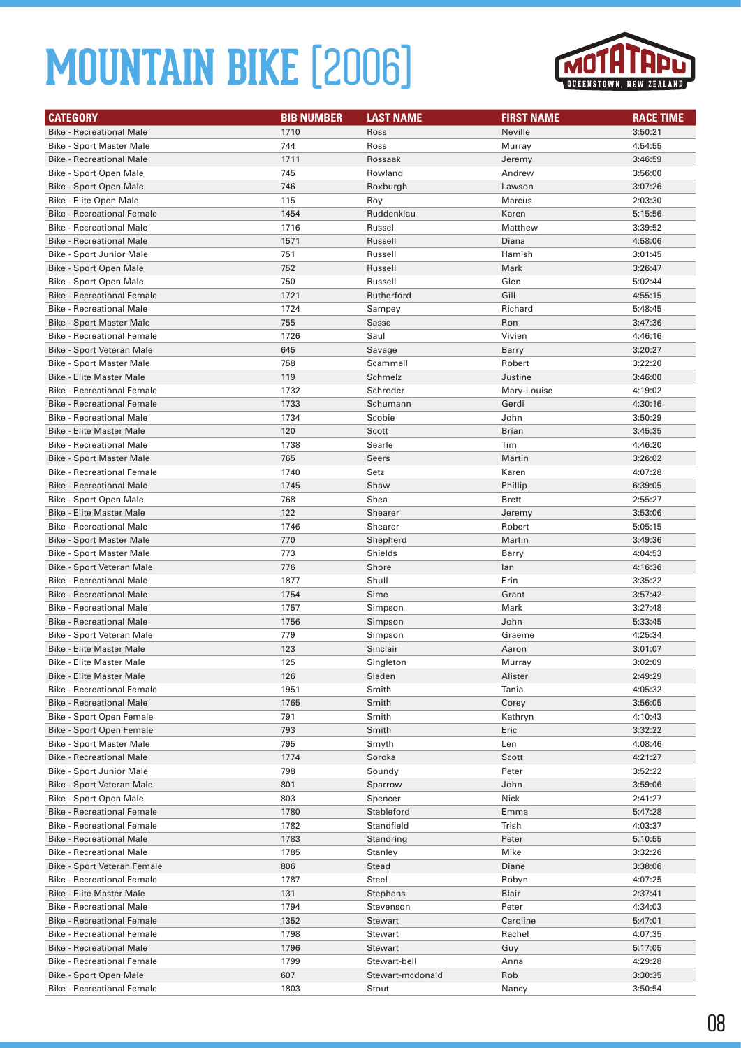# MOUNTAIN BIKE [2006]

| CATEGORY | BIB NUMBER | LAST NAME | FIRST NAME | RACE TIME |
|---|---|---|---|---|
| Bike - Recreational Male | 1710 | Ross | Neville | 3:50:21 |
| Bike - Sport Master Male | 744 | Ross | Murray | 4:54:55 |
| Bike - Recreational Male | 1711 | Rossaak | Jeremy | 3:46:59 |
| Bike - Sport Open Male | 745 | Rowland | Andrew | 3:56:00 |
| Bike - Sport Open Male | 746 | Roxburgh | Lawson | 3:07:26 |
| Bike - Elite Open Male | 115 | Roy | Marcus | 2:03:30 |
| Bike - Recreational Female | 1454 | Ruddenklau | Karen | 5:15:56 |
| Bike - Recreational Male | 1716 | Russel | Matthew | 3:39:52 |
| Bike - Recreational Male | 1571 | Russell | Diana | 4:58:06 |
| Bike - Sport Junior Male | 751 | Russell | Hamish | 3:01:45 |
| Bike - Sport Open Male | 752 | Russell | Mark | 3:26:47 |
| Bike - Sport Open Male | 750 | Russell | Glen | 5:02:44 |
| Bike - Recreational Female | 1721 | Rutherford | Gill | 4:55:15 |
| Bike - Recreational Male | 1724 | Sampey | Richard | 5:48:45 |
| Bike - Sport Master Male | 755 | Sasse | Ron | 3:47:36 |
| Bike - Recreational Female | 1726 | Saul | Vivien | 4:46:16 |
| Bike - Sport Veteran Male | 645 | Savage | Barry | 3:20:27 |
| Bike - Sport Master Male | 758 | Scammell | Robert | 3:22:20 |
| Bike - Elite Master Male | 119 | Schmelz | Justine | 3:46:00 |
| Bike - Recreational Female | 1732 | Schroder | Mary-Louise | 4:19:02 |
| Bike - Recreational Female | 1733 | Schumann | Gerdi | 4:30:16 |
| Bike - Recreational Male | 1734 | Scobie | John | 3:50:29 |
| Bike - Elite Master Male | 120 | Scott | Brian | 3:45:35 |
| Bike - Recreational Male | 1738 | Searle | Tim | 4:46:20 |
| Bike - Sport Master Male | 765 | Seers | Martin | 3:26:02 |
| Bike - Recreational Female | 1740 | Setz | Karen | 4:07:28 |
| Bike - Recreational Male | 1745 | Shaw | Phillip | 6:39:05 |
| Bike - Sport Open Male | 768 | Shea | Brett | 2:55:27 |
| Bike - Elite Master Male | 122 | Shearer | Jeremy | 3:53:06 |
| Bike - Recreational Male | 1746 | Shearer | Robert | 5:05:15 |
| Bike - Sport Master Male | 770 | Shepherd | Martin | 3:49:36 |
| Bike - Sport Master Male | 773 | Shields | Barry | 4:04:53 |
| Bike - Sport Veteran Male | 776 | Shore | Ian | 4:16:36 |
| Bike - Recreational Male | 1877 | Shull | Erin | 3:35:22 |
| Bike - Recreational Male | 1754 | Sime | Grant | 3:57:42 |
| Bike - Recreational Male | 1757 | Simpson | Mark | 3:27:48 |
| Bike - Recreational Male | 1756 | Simpson | John | 5:33:45 |
| Bike - Sport Veteran Male | 779 | Simpson | Graeme | 4:25:34 |
| Bike - Elite Master Male | 123 | Sinclair | Aaron | 3:01:07 |
| Bike - Elite Master Male | 125 | Singleton | Murray | 3:02:09 |
| Bike - Elite Master Male | 126 | Sladen | Alister | 2:49:29 |
| Bike - Recreational Female | 1951 | Smith | Tania | 4:05:32 |
| Bike - Recreational Male | 1765 | Smith | Corey | 3:56:05 |
| Bike - Sport Open Female | 791 | Smith | Kathryn | 4:10:43 |
| Bike - Sport Open Female | 793 | Smith | Eric | 3:32:22 |
| Bike - Sport Master Male | 795 | Smyth | Len | 4:08:46 |
| Bike - Recreational Male | 1774 | Soroka | Scott | 4:21:27 |
| Bike - Sport Junior Male | 798 | Soundy | Peter | 3:52:22 |
| Bike - Sport Veteran Male | 801 | Sparrow | John | 3:59:06 |
| Bike - Sport Open Male | 803 | Spencer | Nick | 2:41:27 |
| Bike - Recreational Female | 1780 | Stableford | Emma | 5:47:28 |
| Bike - Recreational Female | 1782 | Standfield | Trish | 4:03:37 |
| Bike - Recreational Male | 1783 | Standring | Peter | 5:10:55 |
| Bike - Recreational Male | 1785 | Stanley | Mike | 3:32:26 |
| Bike - Sport Veteran Female | 806 | Stead | Diane | 3:38:06 |
| Bike - Recreational Female | 1787 | Steel | Robyn | 4:07:25 |
| Bike - Elite Master Male | 131 | Stephens | Blair | 2:37:41 |
| Bike - Recreational Male | 1794 | Stevenson | Peter | 4:34:03 |
| Bike - Recreational Female | 1352 | Stewart | Caroline | 5:47:01 |
| Bike - Recreational Female | 1798 | Stewart | Rachel | 4:07:35 |
| Bike - Recreational Male | 1796 | Stewart | Guy | 5:17:05 |
| Bike - Recreational Female | 1799 | Stewart-bell | Anna | 4:29:28 |
| Bike - Sport Open Male | 607 | Stewart-mcdonald | Rob | 3:30:35 |
| Bike - Recreational Female | 1803 | Stout | Nancy | 3:50:54 |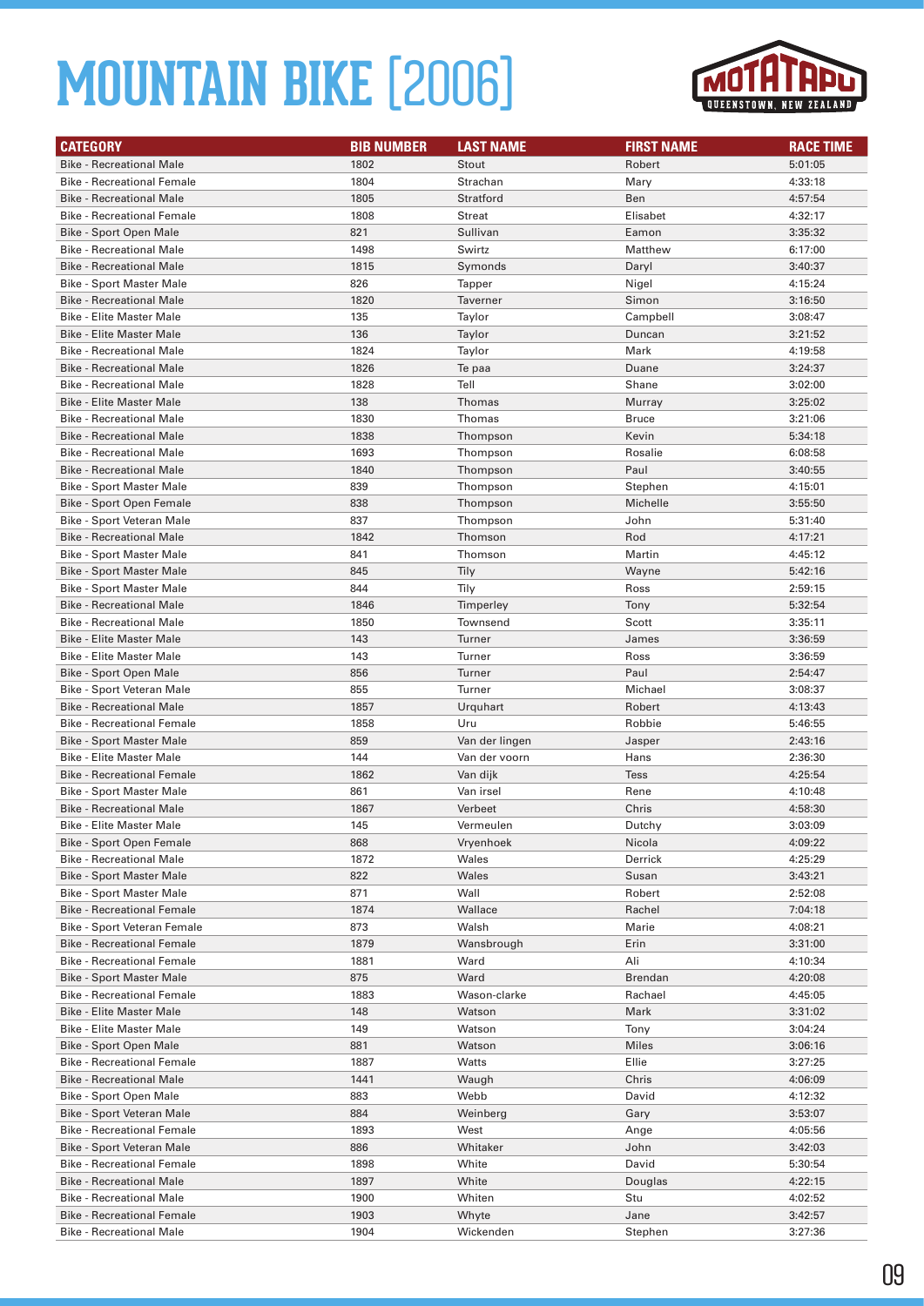# MOUNTAIN BIKE [2006]

| CATEGORY | BIB NUMBER | LAST NAME | FIRST NAME | RACE TIME |
|---|---|---|---|---|
| Bike - Recreational Male | 1802 | Stout | Robert | 5:01:05 |
| Bike - Recreational Female | 1804 | Strachan | Mary | 4:33:18 |
| Bike - Recreational Male | 1805 | Stratford | Ben | 4:57:54 |
| Bike - Recreational Female | 1808 | Streat | Elisabet | 4:32:17 |
| Bike - Sport Open Male | 821 | Sullivan | Eamon | 3:35:32 |
| Bike - Recreational Male | 1498 | Swirtz | Matthew | 6:17:00 |
| Bike - Recreational Male | 1815 | Symonds | Daryl | 3:40:37 |
| Bike - Sport Master Male | 826 | Tapper | Nigel | 4:15:24 |
| Bike - Recreational Male | 1820 | Taverner | Simon | 3:16:50 |
| Bike - Elite Master Male | 135 | Taylor | Campbell | 3:08:47 |
| Bike - Elite Master Male | 136 | Taylor | Duncan | 3:21:52 |
| Bike - Recreational Male | 1824 | Taylor | Mark | 4:19:58 |
| Bike - Recreational Male | 1826 | Te paa | Duane | 3:24:37 |
| Bike - Recreational Male | 1828 | Tell | Shane | 3:02:00 |
| Bike - Elite Master Male | 138 | Thomas | Murray | 3:25:02 |
| Bike - Recreational Male | 1830 | Thomas | Bruce | 3:21:06 |
| Bike - Recreational Male | 1838 | Thompson | Kevin | 5:34:18 |
| Bike - Recreational Male | 1693 | Thompson | Rosalie | 6:08:58 |
| Bike - Recreational Male | 1840 | Thompson | Paul | 3:40:55 |
| Bike - Sport Master Male | 839 | Thompson | Stephen | 4:15:01 |
| Bike - Sport Open Female | 838 | Thompson | Michelle | 3:55:50 |
| Bike - Sport Veteran Male | 837 | Thompson | John | 5:31:40 |
| Bike - Recreational Male | 1842 | Thomson | Rod | 4:17:21 |
| Bike - Sport Master Male | 841 | Thomson | Martin | 4:45:12 |
| Bike - Sport Master Male | 845 | Tily | Wayne | 5:42:16 |
| Bike - Sport Master Male | 844 | Tily | Ross | 2:59:15 |
| Bike - Recreational Male | 1846 | Timperley | Tony | 5:32:54 |
| Bike - Recreational Male | 1850 | Townsend | Scott | 3:35:11 |
| Bike - Elite Master Male | 143 | Turner | James | 3:36:59 |
| Bike - Elite Master Male | 143 | Turner | Ross | 3:36:59 |
| Bike - Sport Open Male | 856 | Turner | Paul | 2:54:47 |
| Bike - Sport Veteran Male | 855 | Turner | Michael | 3:08:37 |
| Bike - Recreational Male | 1857 | Urquhart | Robert | 4:13:43 |
| Bike - Recreational Female | 1858 | Uru | Robbie | 5:46:55 |
| Bike - Sport Master Male | 859 | Van der lingen | Jasper | 2:43:16 |
| Bike - Elite Master Male | 144 | Van der voorn | Hans | 2:36:30 |
| Bike - Recreational Female | 1862 | Van dijk | Tess | 4:25:54 |
| Bike - Sport Master Male | 861 | Van irsel | Rene | 4:10:48 |
| Bike - Recreational Male | 1867 | Verbeet | Chris | 4:58:30 |
| Bike - Elite Master Male | 145 | Vermeulen | Dutchy | 3:03:09 |
| Bike - Sport Open Female | 868 | Vryenhoek | Nicola | 4:09:22 |
| Bike - Recreational Male | 1872 | Wales | Derrick | 4:25:29 |
| Bike - Sport Master Male | 822 | Wales | Susan | 3:43:21 |
| Bike - Sport Master Male | 871 | Wall | Robert | 2:52:08 |
| Bike - Recreational Female | 1874 | Wallace | Rachel | 7:04:18 |
| Bike - Sport Veteran Female | 873 | Walsh | Marie | 4:08:21 |
| Bike - Recreational Female | 1879 | Wansbrough | Erin | 3:31:00 |
| Bike - Recreational Female | 1881 | Ward | Ali | 4:10:34 |
| Bike - Sport Master Male | 875 | Ward | Brendan | 4:20:08 |
| Bike - Recreational Female | 1883 | Wason-clarke | Rachael | 4:45:05 |
| Bike - Elite Master Male | 148 | Watson | Mark | 3:31:02 |
| Bike - Elite Master Male | 149 | Watson | Tony | 3:04:24 |
| Bike - Sport Open Male | 881 | Watson | Miles | 3:06:16 |
| Bike - Recreational Female | 1887 | Watts | Ellie | 3:27:25 |
| Bike - Recreational Male | 1441 | Waugh | Chris | 4:06:09 |
| Bike - Sport Open Male | 883 | Webb | David | 4:12:32 |
| Bike - Sport Veteran Male | 884 | Weinberg | Gary | 3:53:07 |
| Bike - Recreational Female | 1893 | West | Ange | 4:05:56 |
| Bike - Sport Veteran Male | 886 | Whitaker | John | 3:42:03 |
| Bike - Recreational Female | 1898 | White | David | 5:30:54 |
| Bike - Recreational Male | 1897 | White | Douglas | 4:22:15 |
| Bike - Recreational Male | 1900 | Whiten | Stu | 4:02:52 |
| Bike - Recreational Female | 1903 | Whyte | Jane | 3:42:57 |
| Bike - Recreational Male | 1904 | Wickenden | Stephen | 3:27:36 |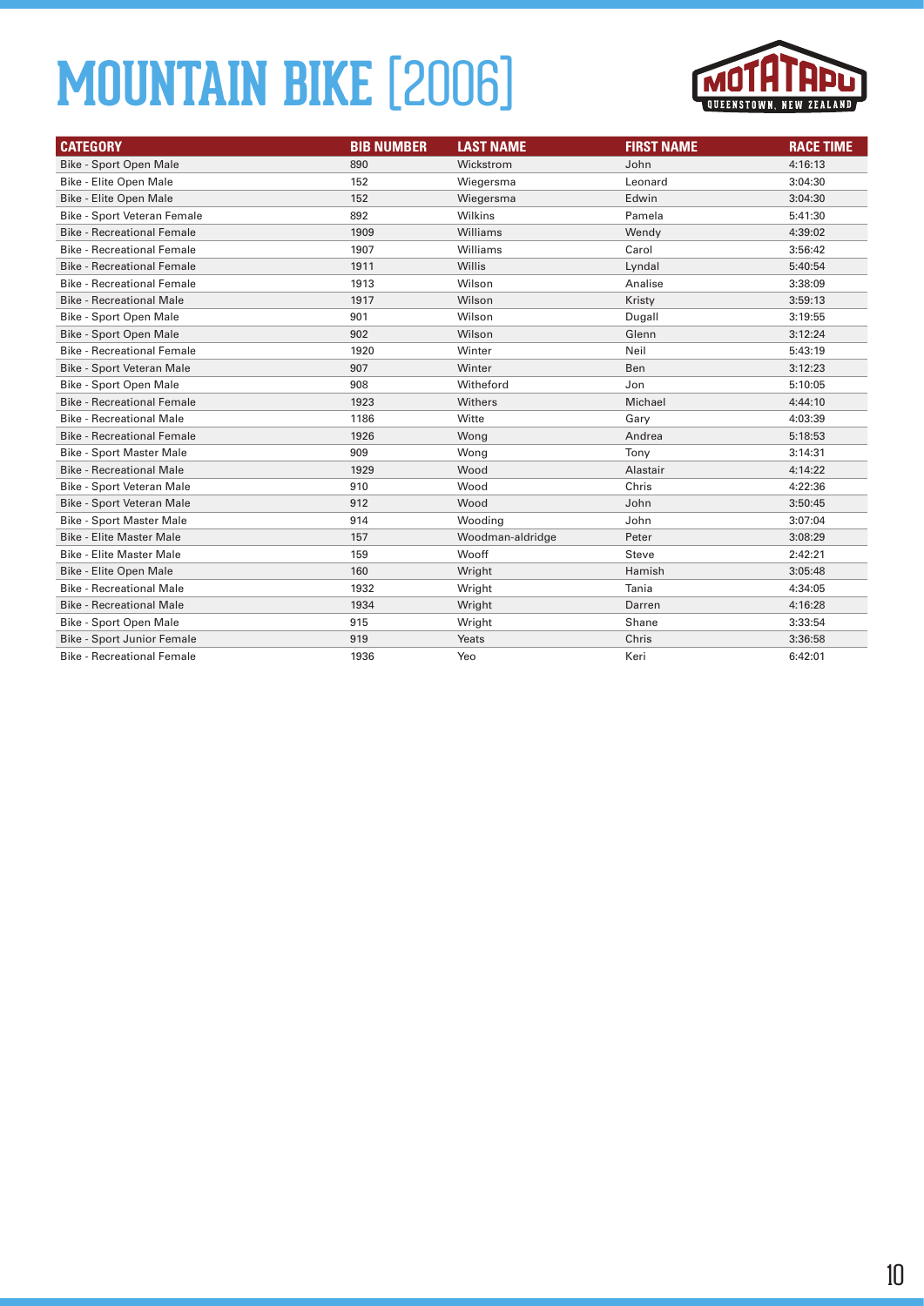# MOUNTAIN BIKE [2006]

| CATEGORY | BIB NUMBER | LAST NAME | FIRST NAME | RACE TIME |
|---|---|---|---|---|
| Bike - Sport Open Male | 890 | Wickstrom | John | 4:16:13 |
| Bike - Elite Open Male | 152 | Wiegersma | Leonard | 3:04:30 |
| Bike - Elite Open Male | 152 | Wiegersma | Edwin | 3:04:30 |
| Bike - Sport Veteran Female | 892 | Wilkins | Pamela | 5:41:30 |
| Bike - Recreational Female | 1909 | Williams | Wendy | 4:39:02 |
| Bike - Recreational Female | 1907 | Williams | Carol | 3:56:42 |
| Bike - Recreational Female | 1911 | Willis | Lyndal | 5:40:54 |
| Bike - Recreational Female | 1913 | Wilson | Analise | 3:38:09 |
| Bike - Recreational Male | 1917 | Wilson | Kristy | 3:59:13 |
| Bike - Sport Open Male | 901 | Wilson | Dugall | 3:19:55 |
| Bike - Sport Open Male | 902 | Wilson | Glenn | 3:12:24 |
| Bike - Recreational Female | 1920 | Winter | Neil | 5:43:19 |
| Bike - Sport Veteran Male | 907 | Winter | Ben | 3:12:23 |
| Bike - Sport Open Male | 908 | Witheford | Jon | 5:10:05 |
| Bike - Recreational Female | 1923 | Withers | Michael | 4:44:10 |
| Bike - Recreational Male | 1186 | Witte | Gary | 4:03:39 |
| Bike - Recreational Female | 1926 | Wong | Andrea | 5:18:53 |
| Bike - Sport Master Male | 909 | Wong | Tony | 3:14:31 |
| Bike - Recreational Male | 1929 | Wood | Alastair | 4:14:22 |
| Bike - Sport Veteran Male | 910 | Wood | Chris | 4:22:36 |
| Bike - Sport Veteran Male | 912 | Wood | John | 3:50:45 |
| Bike - Sport Master Male | 914 | Wooding | John | 3:07:04 |
| Bike - Elite Master Male | 157 | Woodman-aldridge | Peter | 3:08:29 |
| Bike - Elite Master Male | 159 | Wooff | Steve | 2:42:21 |
| Bike - Elite Open Male | 160 | Wright | Hamish | 3:05:48 |
| Bike - Recreational Male | 1932 | Wright | Tania | 4:34:05 |
| Bike - Recreational Male | 1934 | Wright | Darren | 4:16:28 |
| Bike - Sport Open Male | 915 | Wright | Shane | 3:33:54 |
| Bike - Sport Junior Female | 919 | Yeats | Chris | 3:36:58 |
| Bike - Recreational Female | 1936 | Yeo | Keri | 6:42:01 |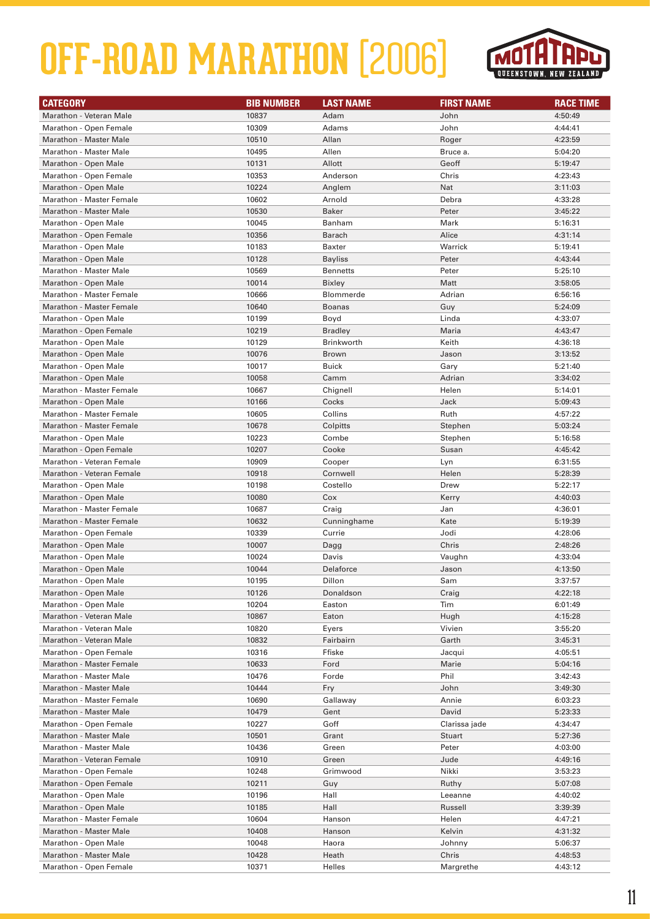# OFF-ROAD MARATHON [2006]

| CATEGORY | BIB NUMBER | LAST NAME | FIRST NAME | RACE TIME |
|---|---|---|---|---|
| Marathon - Veteran Male | 10837 | Adam | John | 4:50:49 |
| Marathon - Open Female | 10309 | Adams | John | 4:44:41 |
| Marathon - Master Male | 10510 | Allan | Roger | 4:23:59 |
| Marathon - Master Male | 10495 | Allen | Bruce a. | 5:04:20 |
| Marathon - Open Male | 10131 | Allott | Geoff | 5:19:47 |
| Marathon - Open Female | 10353 | Anderson | Chris | 4:23:43 |
| Marathon - Open Male | 10224 | Anglem | Nat | 3:11:03 |
| Marathon - Master Female | 10602 | Arnold | Debra | 4:33:28 |
| Marathon - Master Male | 10530 | Baker | Peter | 3:45:22 |
| Marathon - Open Male | 10045 | Banham | Mark | 5:16:31 |
| Marathon - Open Female | 10356 | Barach | Alice | 4:31:14 |
| Marathon - Open Male | 10183 | Baxter | Warrick | 5:19:41 |
| Marathon - Open Male | 10128 | Bayliss | Peter | 4:43:44 |
| Marathon - Master Male | 10569 | Bennetts | Peter | 5:25:10 |
| Marathon - Open Male | 10014 | Bixley | Matt | 3:58:05 |
| Marathon - Master Female | 10666 | Blommerde | Adrian | 6:56:16 |
| Marathon - Master Female | 10640 | Boanas | Guy | 5:24:09 |
| Marathon - Open Male | 10199 | Boyd | Linda | 4:33:07 |
| Marathon - Open Female | 10219 | Bradley | Maria | 4:43:47 |
| Marathon - Open Male | 10129 | Brinkworth | Keith | 4:36:18 |
| Marathon - Open Male | 10076 | Brown | Jason | 3:13:52 |
| Marathon - Open Male | 10017 | Buick | Gary | 5:21:40 |
| Marathon - Open Male | 10058 | Camm | Adrian | 3:34:02 |
| Marathon - Master Female | 10667 | Chignell | Helen | 5:14:01 |
| Marathon - Open Male | 10166 | Cocks | Jack | 5:09:43 |
| Marathon - Master Female | 10605 | Collins | Ruth | 4:57:22 |
| Marathon - Master Female | 10678 | Colpitts | Stephen | 5:03:24 |
| Marathon - Open Male | 10223 | Combe | Stephen | 5:16:58 |
| Marathon - Open Female | 10207 | Cooke | Susan | 4:45:42 |
| Marathon - Veteran Female | 10909 | Cooper | Lyn | 6:31:55 |
| Marathon - Veteran Female | 10918 | Cornwell | Helen | 5:28:39 |
| Marathon - Open Male | 10198 | Costello | Drew | 5:22:17 |
| Marathon - Open Male | 10080 | Cox | Kerry | 4:40:03 |
| Marathon - Master Female | 10687 | Craig | Jan | 4:36:01 |
| Marathon - Master Female | 10632 | Cunninghame | Kate | 5:19:39 |
| Marathon - Open Female | 10339 | Currie | Jodi | 4:28:06 |
| Marathon - Open Male | 10007 | Dagg | Chris | 2:48:26 |
| Marathon - Open Male | 10024 | Davis | Vaughn | 4:33:04 |
| Marathon - Open Male | 10044 | Delaforce | Jason | 4:13:50 |
| Marathon - Open Male | 10195 | Dillon | Sam | 3:37:57 |
| Marathon - Open Male | 10126 | Donaldson | Craig | 4:22:18 |
| Marathon - Open Male | 10204 | Easton | Tim | 6:01:49 |
| Marathon - Veteran Male | 10867 | Eaton | Hugh | 4:15:28 |
| Marathon - Veteran Male | 10820 | Eyers | Vivien | 3:55:20 |
| Marathon - Veteran Male | 10832 | Fairbairn | Garth | 3:45:31 |
| Marathon - Open Female | 10316 | Ffiske | Jacqui | 4:05:51 |
| Marathon - Master Female | 10633 | Ford | Marie | 5:04:16 |
| Marathon - Master Male | 10476 | Forde | Phil | 3:42:43 |
| Marathon - Master Male | 10444 | Fry | John | 3:49:30 |
| Marathon - Master Female | 10690 | Gallaway | Annie | 6:03:23 |
| Marathon - Master Male | 10479 | Gent | David | 5:23:33 |
| Marathon - Open Female | 10227 | Goff | Clarissa jade | 4:34:47 |
| Marathon - Master Male | 10501 | Grant | Stuart | 5:27:36 |
| Marathon - Master Male | 10436 | Green | Peter | 4:03:00 |
| Marathon - Veteran Female | 10910 | Green | Jude | 4:49:16 |
| Marathon - Open Female | 10248 | Grimwood | Nikki | 3:53:23 |
| Marathon - Open Female | 10211 | Guy | Ruthy | 5:07:08 |
| Marathon - Open Male | 10196 | Hall | Leeanne | 4:40:02 |
| Marathon - Open Male | 10185 | Hall | Russell | 3:39:39 |
| Marathon - Master Female | 10604 | Hanson | Helen | 4:47:21 |
| Marathon - Master Male | 10408 | Hanson | Kelvin | 4:31:32 |
| Marathon - Open Male | 10048 | Haora | Johnny | 5:06:37 |
| Marathon - Master Male | 10428 | Heath | Chris | 4:48:53 |
| Marathon - Open Female | 10371 | Helles | Margrethe | 4:43:12 |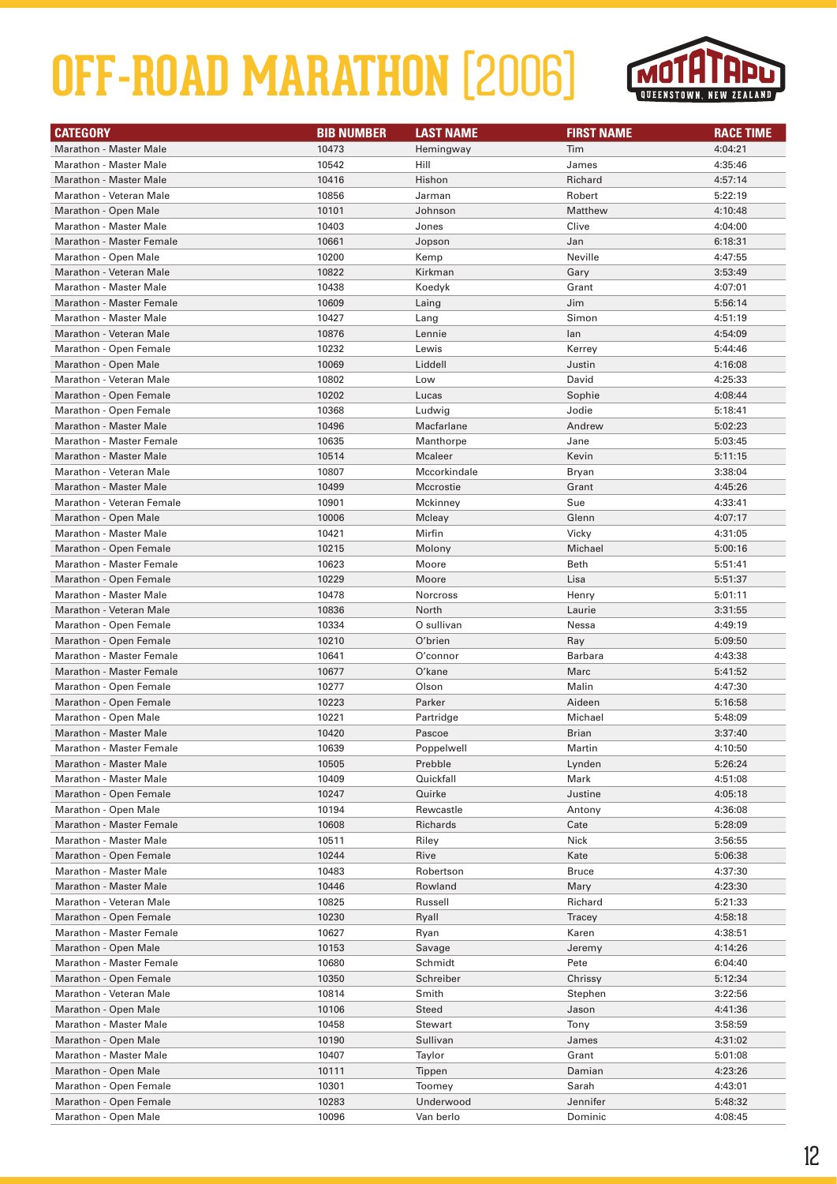# OFF-ROAD MARATHON [2006]

| CATEGORY | BIB NUMBER | LAST NAME | FIRST NAME | RACE TIME |
|---|---|---|---|---|
| Marathon - Master Male | 10473 | Hemingway | Tim | 4:04:21 |
| Marathon - Master Male | 10542 | Hill | James | 4:35:46 |
| Marathon - Master Male | 10416 | Hishon | Richard | 4:57:14 |
| Marathon - Veteran Male | 10856 | Jarman | Robert | 5:22:19 |
| Marathon - Open Male | 10101 | Johnson | Matthew | 4:10:48 |
| Marathon - Master Male | 10403 | Jones | Clive | 4:04:00 |
| Marathon - Master Female | 10661 | Jopson | Jan | 6:18:31 |
| Marathon - Open Male | 10200 | Kemp | Neville | 4:47:55 |
| Marathon - Veteran Male | 10822 | Kirkman | Gary | 3:53:49 |
| Marathon - Master Male | 10438 | Koedyk | Grant | 4:07:01 |
| Marathon - Master Female | 10609 | Laing | Jim | 5:56:14 |
| Marathon - Master Male | 10427 | Lang | Simon | 4:51:19 |
| Marathon - Veteran Male | 10876 | Lennie | Ian | 4:54:09 |
| Marathon - Open Female | 10232 | Lewis | Kerrey | 5:44:46 |
| Marathon - Open Male | 10069 | Liddell | Justin | 4:16:08 |
| Marathon - Veteran Male | 10802 | Low | David | 4:25:33 |
| Marathon - Open Female | 10202 | Lucas | Sophie | 4:08:44 |
| Marathon - Open Female | 10368 | Ludwig | Jodie | 5:18:41 |
| Marathon - Master Male | 10496 | Macfarlane | Andrew | 5:02:23 |
| Marathon - Master Female | 10635 | Manthorpe | Jane | 5:03:45 |
| Marathon - Master Male | 10514 | Mcaleer | Kevin | 5:11:15 |
| Marathon - Veteran Male | 10807 | Mccorkindale | Bryan | 3:38:04 |
| Marathon - Master Male | 10499 | Mccrostie | Grant | 4:45:26 |
| Marathon - Veteran Female | 10901 | Mckinney | Sue | 4:33:41 |
| Marathon - Open Male | 10006 | Mcleay | Glenn | 4:07:17 |
| Marathon - Master Male | 10421 | Mirfin | Vicky | 4:31:05 |
| Marathon - Open Female | 10215 | Molony | Michael | 5:00:16 |
| Marathon - Master Female | 10623 | Moore | Beth | 5:51:41 |
| Marathon - Open Female | 10229 | Moore | Lisa | 5:51:37 |
| Marathon - Master Male | 10478 | Norcross | Henry | 5:01:11 |
| Marathon - Veteran Male | 10836 | North | Laurie | 3:31:55 |
| Marathon - Open Female | 10334 | O sullivan | Nessa | 4:49:19 |
| Marathon - Open Female | 10210 | O'brien | Ray | 5:09:50 |
| Marathon - Master Female | 10641 | O'connor | Barbara | 4:43:38 |
| Marathon - Master Female | 10677 | O'kane | Marc | 5:41:52 |
| Marathon - Open Female | 10277 | Olson | Malin | 4:47:30 |
| Marathon - Open Female | 10223 | Parker | Aideen | 5:16:58 |
| Marathon - Open Male | 10221 | Partridge | Michael | 5:48:09 |
| Marathon - Master Male | 10420 | Pascoe | Brian | 3:37:40 |
| Marathon - Master Female | 10639 | Poppelwell | Martin | 4:10:50 |
| Marathon - Master Male | 10505 | Prebble | Lynden | 5:26:24 |
| Marathon - Master Male | 10409 | Quickfall | Mark | 4:51:08 |
| Marathon - Open Female | 10247 | Quirke | Justine | 4:05:18 |
| Marathon - Open Male | 10194 | Rewcastle | Antony | 4:36:08 |
| Marathon - Master Female | 10608 | Richards | Cate | 5:28:09 |
| Marathon - Master Male | 10511 | Riley | Nick | 3:56:55 |
| Marathon - Open Female | 10244 | Rive | Kate | 5:06:38 |
| Marathon - Master Male | 10483 | Robertson | Bruce | 4:37:30 |
| Marathon - Master Male | 10446 | Rowland | Mary | 4:23:30 |
| Marathon - Veteran Male | 10825 | Russell | Richard | 5:21:33 |
| Marathon - Open Female | 10230 | Ryall | Tracey | 4:58:18 |
| Marathon - Master Female | 10627 | Ryan | Karen | 4:38:51 |
| Marathon - Open Male | 10153 | Savage | Jeremy | 4:14:26 |
| Marathon - Master Female | 10680 | Schmidt | Pete | 6:04:40 |
| Marathon - Open Female | 10350 | Schreiber | Chrissy | 5:12:34 |
| Marathon - Veteran Male | 10814 | Smith | Stephen | 3:22:56 |
| Marathon - Open Male | 10106 | Steed | Jason | 4:41:36 |
| Marathon - Master Male | 10458 | Stewart | Tony | 3:58:59 |
| Marathon - Open Male | 10190 | Sullivan | James | 4:31:02 |
| Marathon - Master Male | 10407 | Taylor | Grant | 5:01:08 |
| Marathon - Open Male | 10111 | Tippen | Damian | 4:23:26 |
| Marathon - Open Female | 10301 | Toomey | Sarah | 4:43:01 |
| Marathon - Open Female | 10283 | Underwood | Jennifer | 5:48:32 |
| Marathon - Open Male | 10096 | Van berlo | Dominic | 4:08:45 |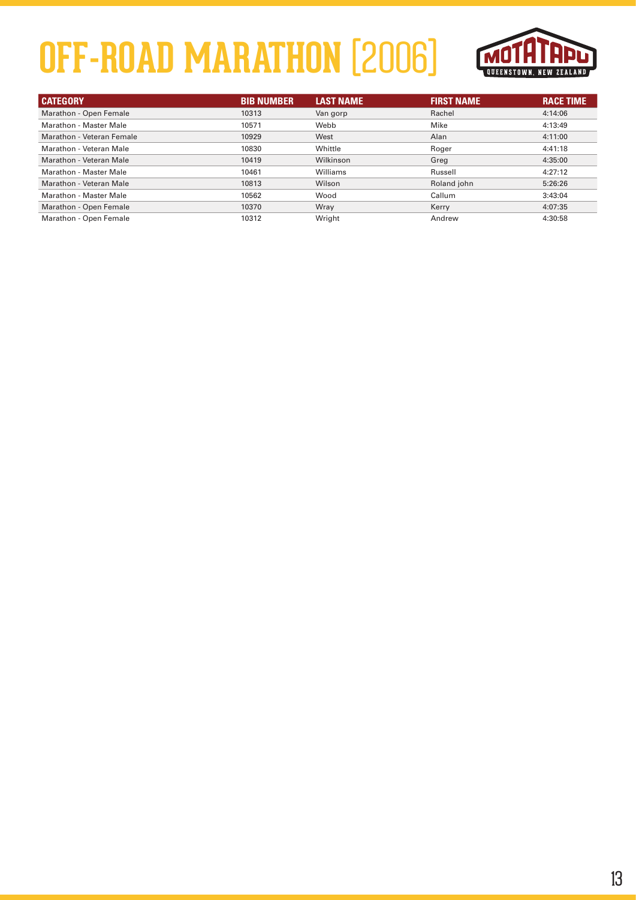# OFF-ROAD MARATHON [2006]

MOTATAPU QUEENSTOWN, NEW ZEALAND

| CATEGORY | BIB NUMBER | LAST NAME | FIRST NAME | RACE TIME |
|---|---|---|---|---|
| Marathon - Open Female | 10313 | Van gorp | Rachel | 4:14:06 |
| Marathon - Master Male | 10571 | Webb | Mike | 4:13:49 |
| Marathon - Veteran Female | 10929 | West | Alan | 4:11:00 |
| Marathon - Veteran Male | 10830 | Whittle | Roger | 4:41:18 |
| Marathon - Veteran Male | 10419 | Wilkinson | Greg | 4:35:00 |
| Marathon - Master Male | 10461 | Williams | Russell | 4:27:12 |
| Marathon - Veteran Male | 10813 | Wilson | Roland john | 5:26:26 |
| Marathon - Master Male | 10562 | Wood | Callum | 3:43:04 |
| Marathon - Open Female | 10370 | Wray | Kerry | 4:07:35 |
| Marathon - Open Female | 10312 | Wright | Andrew | 4:30:58 |